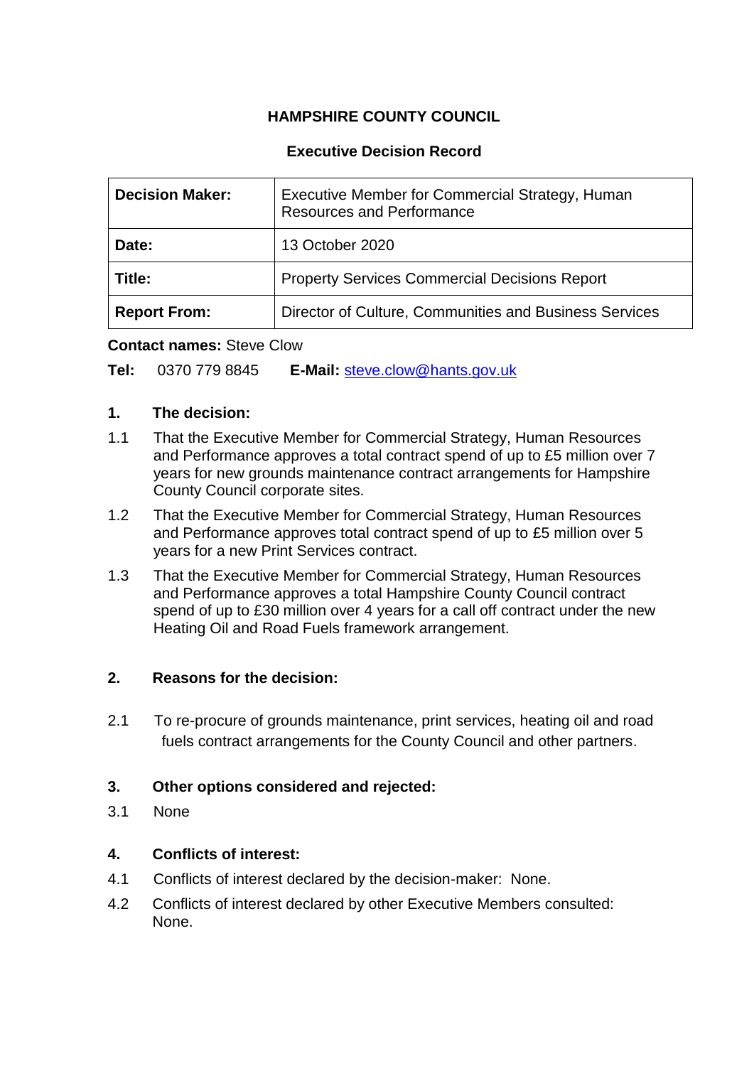**HAMPSHIRE COUNTY COUNCIL**

**Executive Decision Record**

| **Decision Maker:** | Executive Member for Commercial Strategy, Human Resources and Performance |
|---|---|
| **Date:** | 13 October 2020 |
| **Title:** | Property Services Commercial Decisions Report |
| **Report From:** | Director of Culture, Communities and Business Services |

**Contact names:** Steve Clow

**Tel:** 0370 779 8845 **E-Mail:** steve.clow@hants.gov.uk

## 1. The decision:

1.1 That the Executive Member for Commercial Strategy, Human Resources and Performance approves a total contract spend of up to £5 million over 7 years for new grounds maintenance contract arrangements for Hampshire County Council corporate sites.

1.2 That the Executive Member for Commercial Strategy, Human Resources and Performance approves total contract spend of up to £5 million over 5 years for a new Print Services contract.

1.3 That the Executive Member for Commercial Strategy, Human Resources and Performance approves a total Hampshire County Council contract spend of up to £30 million over 4 years for a call off contract under the new Heating Oil and Road Fuels framework arrangement.

## 2. Reasons for the decision:

2.1 To re-procure of grounds maintenance, print services, heating oil and road fuels contract arrangements for the County Council and other partners.

## 3. Other options considered and rejected:

3.1 None

## 4. Conflicts of interest:

4.1 Conflicts of interest declared by the decision-maker: None.

4.2 Conflicts of interest declared by other Executive Members consulted: None.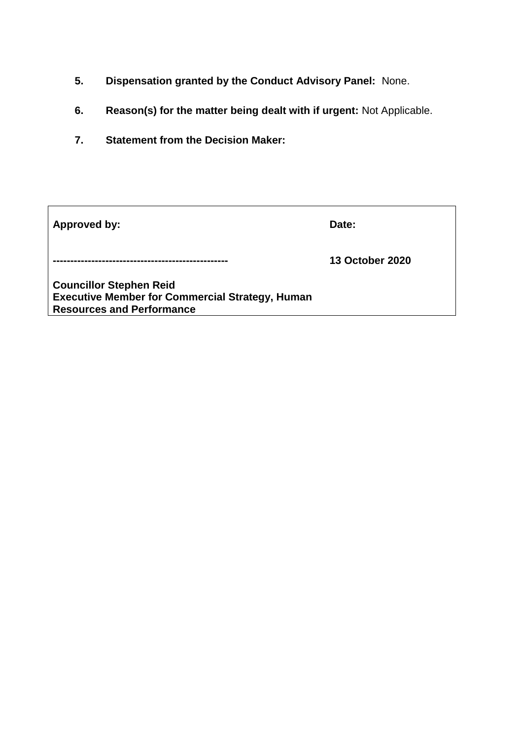5. **Dispensation granted by the Conduct Advisory Panel:** None.

6. **Reason(s) for the matter being dealt with if urgent:** Not Applicable.

7. **Statement from the Decision Maker:**

| | |
|---|---|
| **Approved by:** | **Date:** |
| **--------------------------------------------------** | **13 October 2020** |
| **Councillor Stephen Reid**<br>**Executive Member for Commercial Strategy, Human Resources and Performance** | |